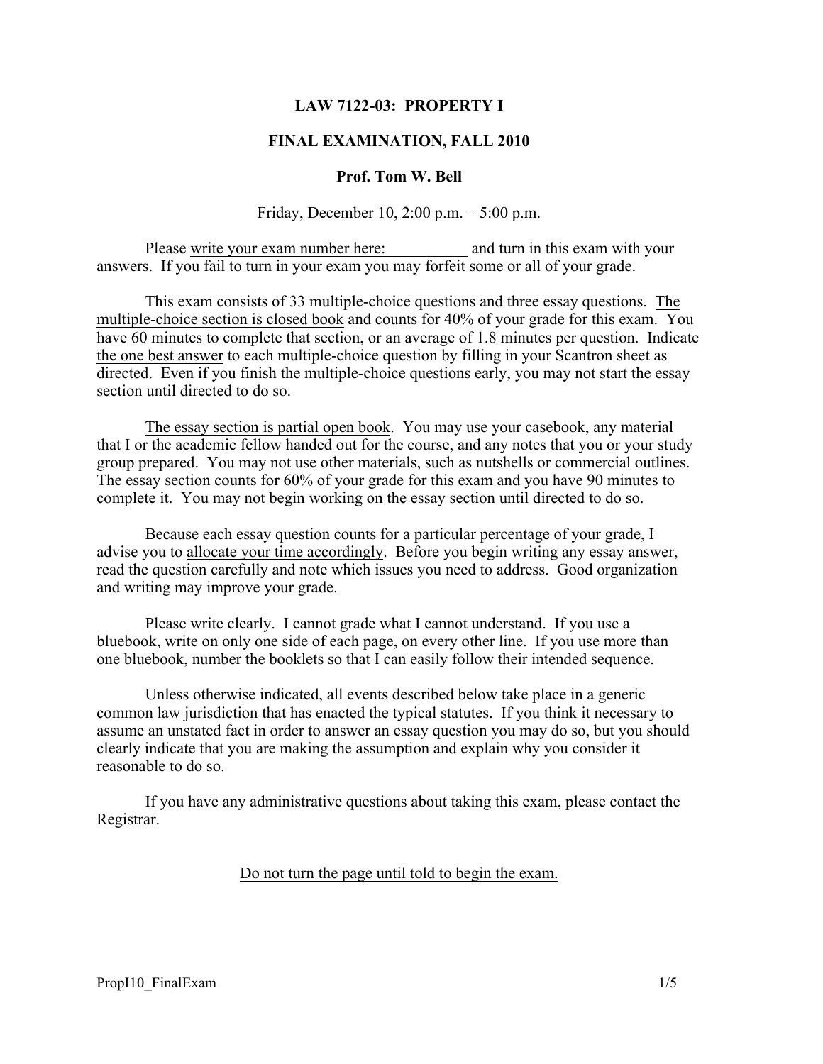# LAW 7122-03: PROPERTY I

## FINAL EXAMINATION, FALL 2010

### Prof. Tom W. Bell

Friday, December 10, 2:00 p.m. – 5:00 p.m.

Please write your exam number here: __________ and turn in this exam with your answers. If you fail to turn in your exam you may forfeit some or all of your grade.

This exam consists of 33 multiple-choice questions and three essay questions. The multiple-choice section is closed book and counts for 40% of your grade for this exam. You have 60 minutes to complete that section, or an average of 1.8 minutes per question. Indicate the one best answer to each multiple-choice question by filling in your Scantron sheet as directed. Even if you finish the multiple-choice questions early, you may not start the essay section until directed to do so.

The essay section is partial open book. You may use your casebook, any material that I or the academic fellow handed out for the course, and any notes that you or your study group prepared. You may not use other materials, such as nutshells or commercial outlines. The essay section counts for 60% of your grade for this exam and you have 90 minutes to complete it. You may not begin working on the essay section until directed to do so.

Because each essay question counts for a particular percentage of your grade, I advise you to allocate your time accordingly. Before you begin writing any essay answer, read the question carefully and note which issues you need to address. Good organization and writing may improve your grade.

Please write clearly. I cannot grade what I cannot understand. If you use a bluebook, write on only one side of each page, on every other line. If you use more than one bluebook, number the booklets so that I can easily follow their intended sequence.

Unless otherwise indicated, all events described below take place in a generic common law jurisdiction that has enacted the typical statutes. If you think it necessary to assume an unstated fact in order to answer an essay question you may do so, but you should clearly indicate that you are making the assumption and explain why you consider it reasonable to do so.

If you have any administrative questions about taking this exam, please contact the Registrar.

Do not turn the page until told to begin the exam.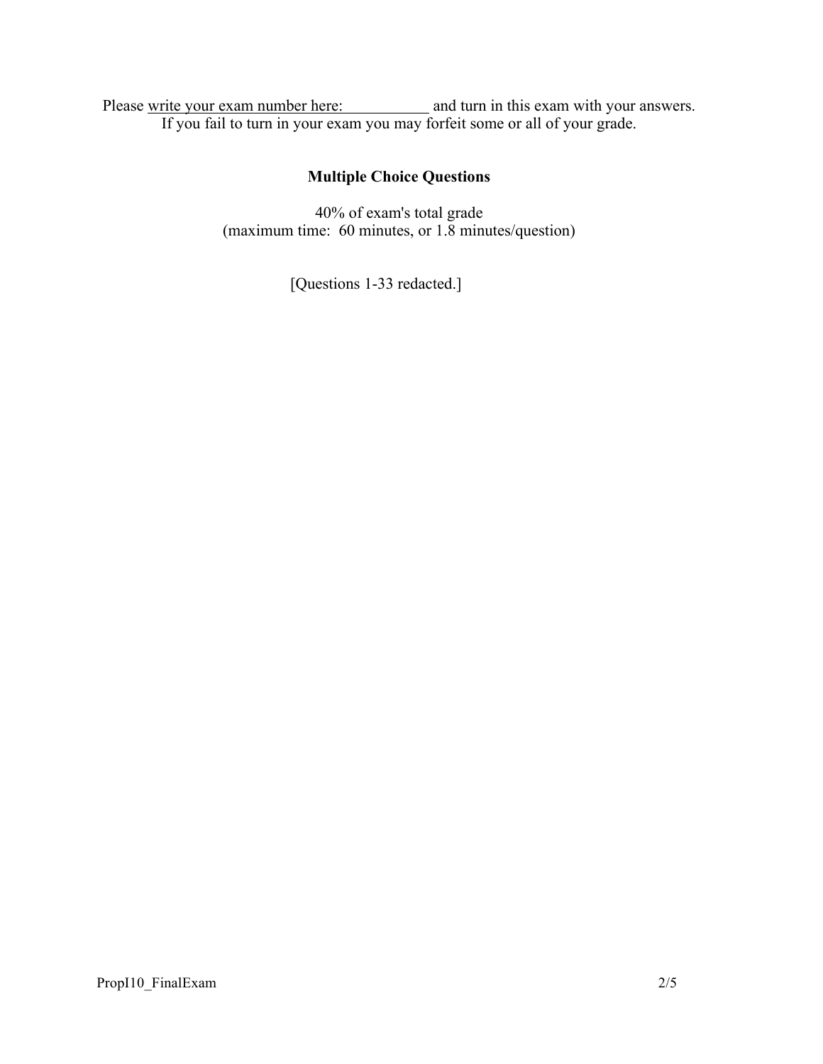Please write your exam number here: ___________ and turn in this exam with your answers.
If you fail to turn in your exam you may forfeit some or all of your grade.

## Multiple Choice Questions

40% of exam's total grade
(maximum time: 60 minutes, or 1.8 minutes/question)

[Questions 1-33 redacted.]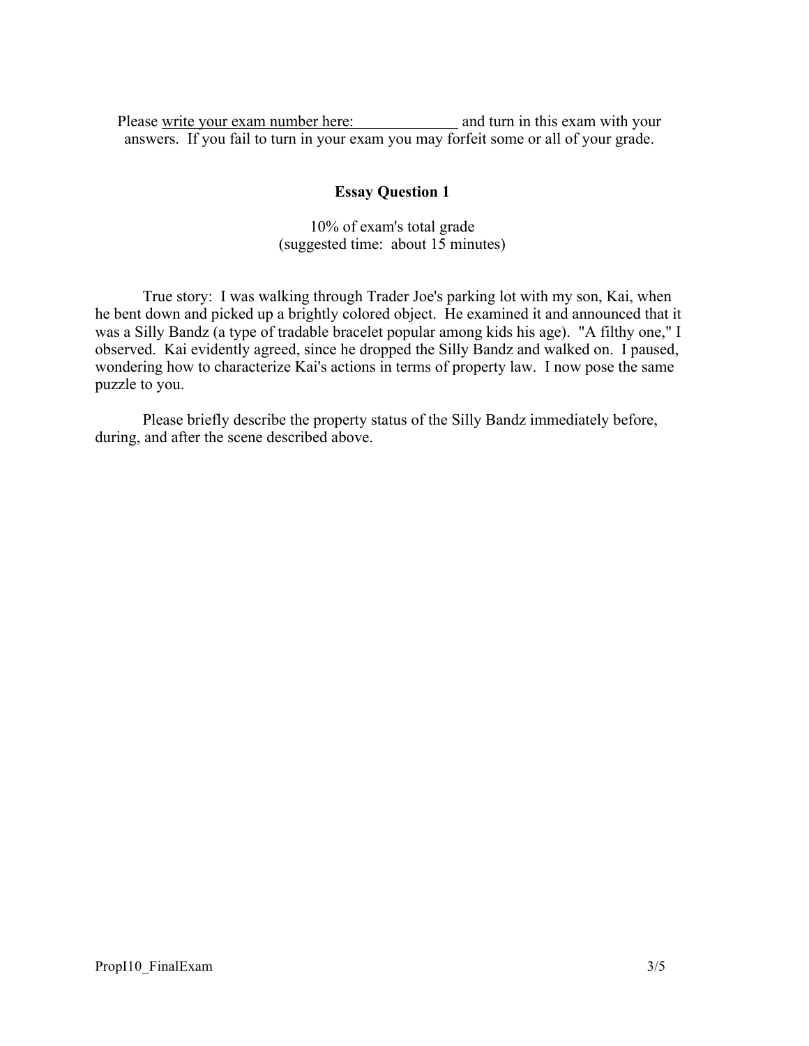Please write your exam number here: \_\_\_\_\_\_\_\_\_\_\_\_\_ and turn in this exam with your answers. If you fail to turn in your exam you may forfeit some or all of your grade.

## Essay Question 1

10% of exam's total grade
(suggested time: about 15 minutes)

True story: I was walking through Trader Joe's parking lot with my son, Kai, when he bent down and picked up a brightly colored object. He examined it and announced that it was a Silly Bandz (a type of tradable bracelet popular among kids his age). "A filthy one," I observed. Kai evidently agreed, since he dropped the Silly Bandz and walked on. I paused, wondering how to characterize Kai's actions in terms of property law. I now pose the same puzzle to you.

Please briefly describe the property status of the Silly Bandz immediately before, during, and after the scene described above.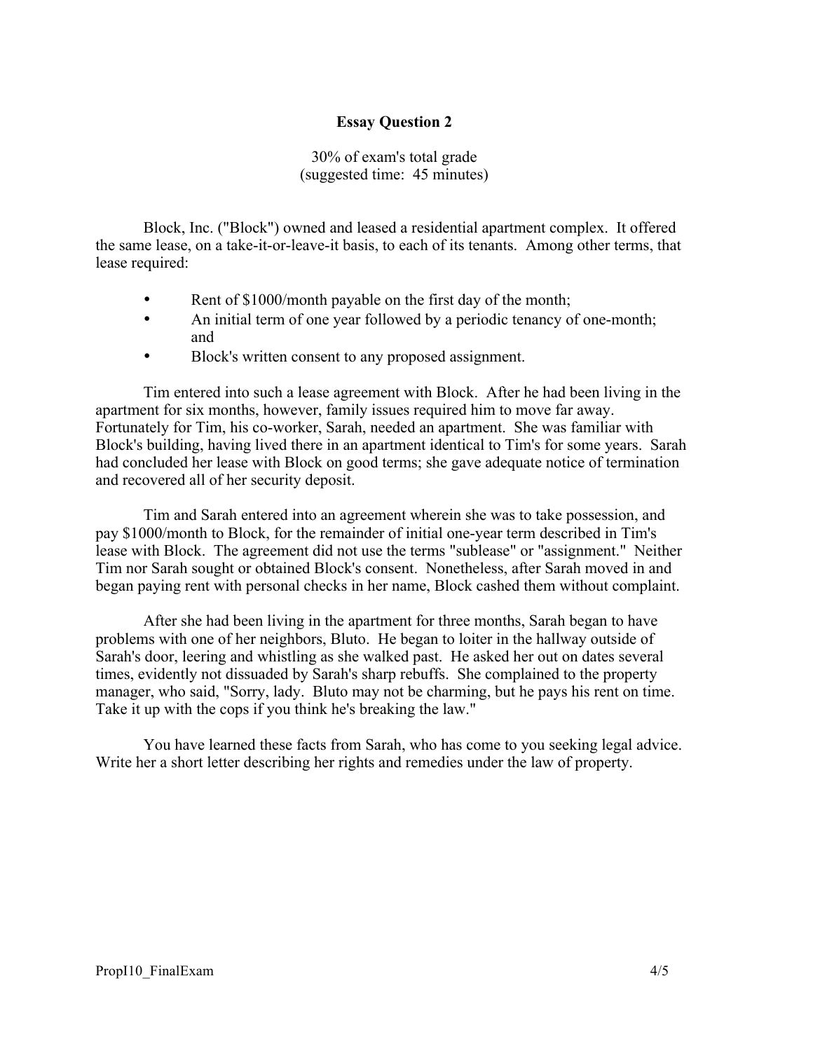# Essay Question 2

30% of exam's total grade
(suggested time: 45 minutes)

Block, Inc. ("Block") owned and leased a residential apartment complex. It offered the same lease, on a take-it-or-leave-it basis, to each of its tenants. Among other terms, that lease required:

- Rent of $1000/month payable on the first day of the month;
- An initial term of one year followed by a periodic tenancy of one-month; and
- Block's written consent to any proposed assignment.

Tim entered into such a lease agreement with Block. After he had been living in the apartment for six months, however, family issues required him to move far away. Fortunately for Tim, his co-worker, Sarah, needed an apartment. She was familiar with Block's building, having lived there in an apartment identical to Tim's for some years. Sarah had concluded her lease with Block on good terms; she gave adequate notice of termination and recovered all of her security deposit.

Tim and Sarah entered into an agreement wherein she was to take possession, and pay $1000/month to Block, for the remainder of initial one-year term described in Tim's lease with Block. The agreement did not use the terms "sublease" or "assignment." Neither Tim nor Sarah sought or obtained Block's consent. Nonetheless, after Sarah moved in and began paying rent with personal checks in her name, Block cashed them without complaint.

After she had been living in the apartment for three months, Sarah began to have problems with one of her neighbors, Bluto. He began to loiter in the hallway outside of Sarah's door, leering and whistling as she walked past. He asked her out on dates several times, evidently not dissuaded by Sarah's sharp rebuffs. She complained to the property manager, who said, "Sorry, lady. Bluto may not be charming, but he pays his rent on time. Take it up with the cops if you think he's breaking the law."

You have learned these facts from Sarah, who has come to you seeking legal advice. Write her a short letter describing her rights and remedies under the law of property.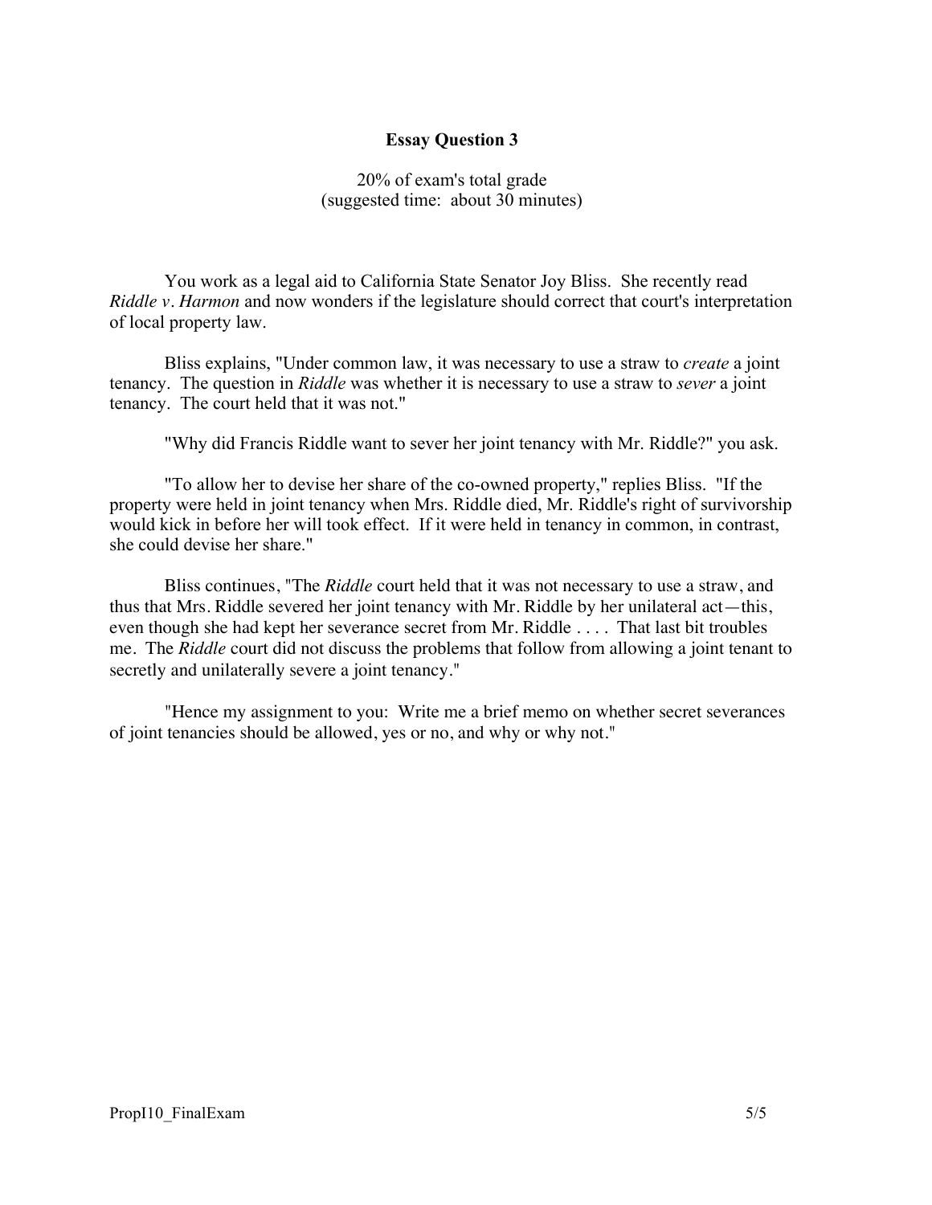## Essay Question 3

20% of exam's total grade
(suggested time: about 30 minutes)

You work as a legal aid to California State Senator Joy Bliss. She recently read *Riddle v. Harmon* and now wonders if the legislature should correct that court's interpretation of local property law.

Bliss explains, "Under common law, it was necessary to use a straw to *create* a joint tenancy. The question in *Riddle* was whether it is necessary to use a straw to *sever* a joint tenancy. The court held that it was not."

"Why did Francis Riddle want to sever her joint tenancy with Mr. Riddle?" you ask.

"To allow her to devise her share of the co-owned property," replies Bliss. "If the property were held in joint tenancy when Mrs. Riddle died, Mr. Riddle's right of survivorship would kick in before her will took effect. If it were held in tenancy in common, in contrast, she could devise her share."

Bliss continues, "The *Riddle* court held that it was not necessary to use a straw, and thus that Mrs. Riddle severed her joint tenancy with Mr. Riddle by her unilateral act—this, even though she had kept her severance secret from Mr. Riddle . . . . That last bit troubles me. The *Riddle* court did not discuss the problems that follow from allowing a joint tenant to secretly and unilaterally severe a joint tenancy."

"Hence my assignment to you: Write me a brief memo on whether secret severances of joint tenancies should be allowed, yes or no, and why or why not."